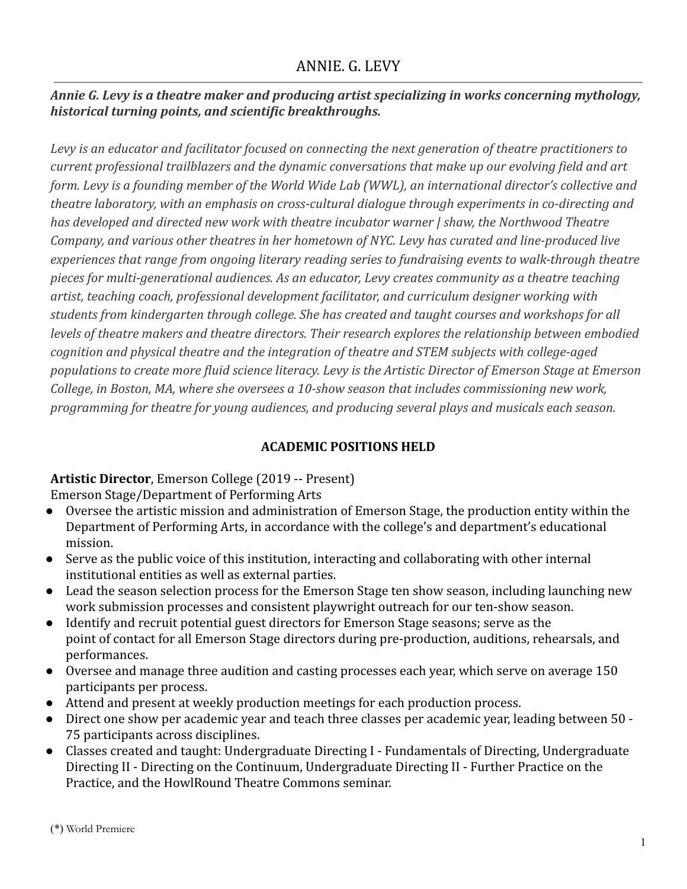# ANNIE. G. LEVY

***Annie G. Levy is a theatre maker and producing artist specializing in works concerning mythology, historical turning points, and scientific breakthroughs.***

*Levy is an educator and facilitator focused on connecting the next generation of theatre practitioners to current professional trailblazers and the dynamic conversations that make up our evolving field and art form. Levy is a founding member of the World Wide Lab (WWL), an international director's collective and theatre laboratory, with an emphasis on cross-cultural dialogue through experiments in co-directing and has developed and directed new work with theatre incubator warner | shaw, the Northwood Theatre Company, and various other theatres in her hometown of NYC. Levy has curated and line-produced live experiences that range from ongoing literary reading series to fundraising events to walk-through theatre pieces for multi-generational audiences. As an educator, Levy creates community as a theatre teaching artist, teaching coach, professional development facilitator, and curriculum designer working with students from kindergarten through college. She has created and taught courses and workshops for all levels of theatre makers and theatre directors. Their research explores the relationship between embodied cognition and physical theatre and the integration of theatre and STEM subjects with college-aged populations to create more fluid science literacy. Levy is the Artistic Director of Emerson Stage at Emerson College, in Boston, MA, where she oversees a 10-show season that includes commissioning new work, programming for theatre for young audiences, and producing several plays and musicals each season.*

## ACADEMIC POSITIONS HELD

**Artistic Director**, Emerson College (2019 -- Present)
Emerson Stage/Department of Performing Arts

- Oversee the artistic mission and administration of Emerson Stage, the production entity within the Department of Performing Arts, in accordance with the college's and department's educational mission.
- Serve as the public voice of this institution, interacting and collaborating with other internal institutional entities as well as external parties.
- Lead the season selection process for the Emerson Stage ten show season, including launching new work submission processes and consistent playwright outreach for our ten-show season.
- Identify and recruit potential guest directors for Emerson Stage seasons; serve as the point of contact for all Emerson Stage directors during pre-production, auditions, rehearsals, and performances.
- Oversee and manage three audition and casting processes each year, which serve on average 150 participants per process.
- Attend and present at weekly production meetings for each production process.
- Direct one show per academic year and teach three classes per academic year, leading between 50 - 75 participants across disciplines.
- Classes created and taught: Undergraduate Directing I - Fundamentals of Directing, Undergraduate Directing II - Directing on the Continuum, Undergraduate Directing II - Further Practice on the Practice, and the HowlRound Theatre Commons seminar.

(*) World Premiere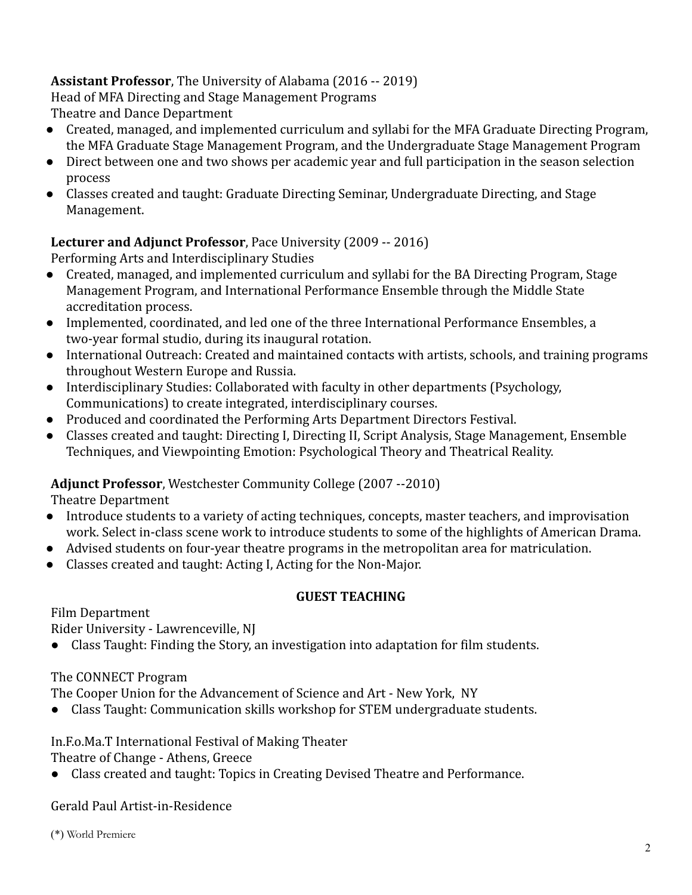**Assistant Professor**, The University of Alabama (2016 -- 2019)
Head of MFA Directing and Stage Management Programs
Theatre and Dance Department

- Created, managed, and implemented curriculum and syllabi for the MFA Graduate Directing Program, the MFA Graduate Stage Management Program, and the Undergraduate Stage Management Program
- Direct between one and two shows per academic year and full participation in the season selection process
- Classes created and taught: Graduate Directing Seminar, Undergraduate Directing, and Stage Management.

**Lecturer and Adjunct Professor**, Pace University (2009 -- 2016)
Performing Arts and Interdisciplinary Studies

- Created, managed, and implemented curriculum and syllabi for the BA Directing Program, Stage Management Program, and International Performance Ensemble through the Middle State accreditation process.
- Implemented, coordinated, and led one of the three International Performance Ensembles, a two-year formal studio, during its inaugural rotation.
- International Outreach: Created and maintained contacts with artists, schools, and training programs throughout Western Europe and Russia.
- Interdisciplinary Studies: Collaborated with faculty in other departments (Psychology, Communications) to create integrated, interdisciplinary courses.
- Produced and coordinated the Performing Arts Department Directors Festival.
- Classes created and taught: Directing I, Directing II, Script Analysis, Stage Management, Ensemble Techniques, and Viewpointing Emotion: Psychological Theory and Theatrical Reality.

**Adjunct Professor**, Westchester Community College (2007 --2010)
Theatre Department

- Introduce students to a variety of acting techniques, concepts, master teachers, and improvisation work. Select in-class scene work to introduce students to some of the highlights of American Drama.
- Advised students on four-year theatre programs in the metropolitan area for matriculation.
- Classes created and taught: Acting I, Acting for the Non-Major.

## GUEST TEACHING

Film Department
Rider University - Lawrenceville, NJ

- Class Taught: Finding the Story, an investigation into adaptation for film students.

The CONNECT Program
The Cooper Union for the Advancement of Science and Art - New York, NY

- Class Taught: Communication skills workshop for STEM undergraduate students.

In.F.o.Ma.T International Festival of Making Theater
Theatre of Change - Athens, Greece

- Class created and taught: Topics in Creating Devised Theatre and Performance.

Gerald Paul Artist-in-Residence

(*) World Premiere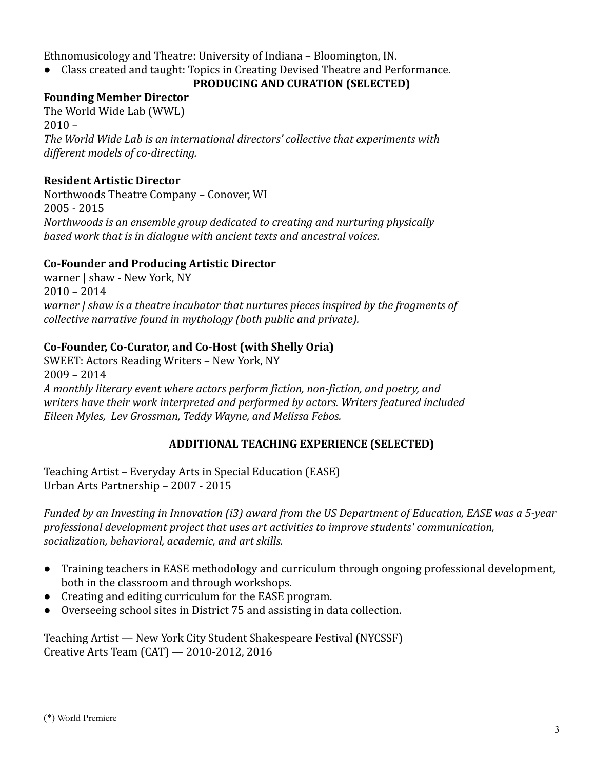Ethnomusicology and Theatre: University of Indiana – Bloomington, IN.

- Class created and taught: Topics in Creating Devised Theatre and Performance.

## PRODUCING AND CURATION (SELECTED)

**Founding Member Director**
The World Wide Lab (WWL)
2010 –
*The World Wide Lab is an international directors' collective that experiments with different models of co-directing.*

**Resident Artistic Director**
Northwoods Theatre Company – Conover, WI
2005 - 2015
*Northwoods is an ensemble group dedicated to creating and nurturing physically based work that is in dialogue with ancient texts and ancestral voices.*

**Co-Founder and Producing Artistic Director**
warner | shaw - New York, NY
2010 – 2014
*warner | shaw is a theatre incubator that nurtures pieces inspired by the fragments of collective narrative found in mythology (both public and private).*

**Co-Founder, Co-Curator, and Co-Host (with Shelly Oria)**
SWEET: Actors Reading Writers – New York, NY
2009 – 2014
*A monthly literary event where actors perform fiction, non-fiction, and poetry, and writers have their work interpreted and performed by actors. Writers featured included Eileen Myles, Lev Grossman, Teddy Wayne, and Melissa Febos.*

## ADDITIONAL TEACHING EXPERIENCE (SELECTED)

Teaching Artist – Everyday Arts in Special Education (EASE)
Urban Arts Partnership – 2007 - 2015

*Funded by an Investing in Innovation (i3) award from the US Department of Education, EASE was a 5-year professional development project that uses art activities to improve students' communication, socialization, behavioral, academic, and art skills.*

- Training teachers in EASE methodology and curriculum through ongoing professional development, both in the classroom and through workshops.
- Creating and editing curriculum for the EASE program.
- Overseeing school sites in District 75 and assisting in data collection.

Teaching Artist — New York City Student Shakespeare Festival (NYCSSF)
Creative Arts Team (CAT) — 2010-2012, 2016

(*) World Premiere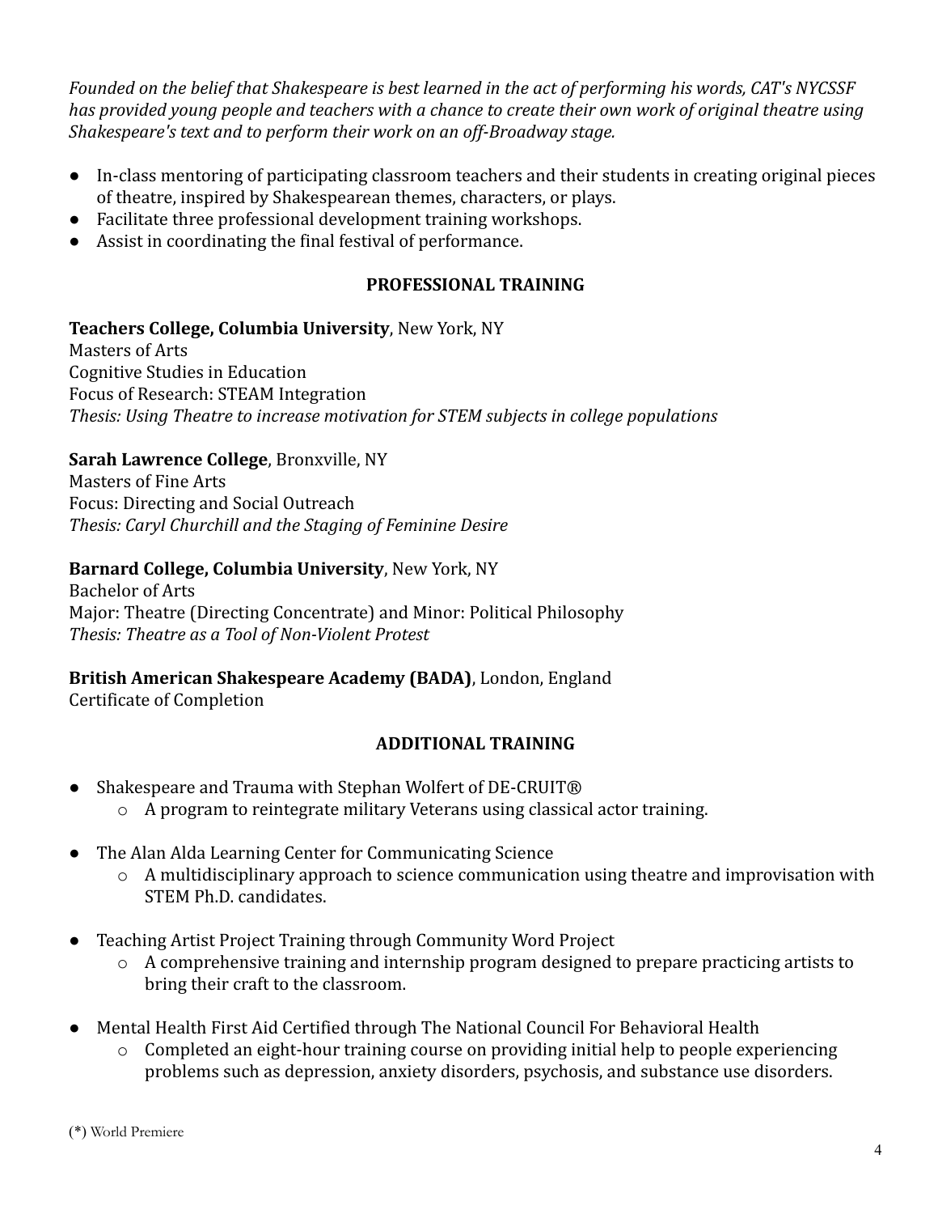*Founded on the belief that Shakespeare is best learned in the act of performing his words, CAT's NYCSSF has provided young people and teachers with a chance to create their own work of original theatre using Shakespeare's text and to perform their work on an off-Broadway stage.*

- In-class mentoring of participating classroom teachers and their students in creating original pieces of theatre, inspired by Shakespearean themes, characters, or plays.
- Facilitate three professional development training workshops.
- Assist in coordinating the final festival of performance.

## PROFESSIONAL TRAINING

**Teachers College, Columbia University**, New York, NY
Masters of Arts
Cognitive Studies in Education
Focus of Research: STEAM Integration
*Thesis: Using Theatre to increase motivation for STEM subjects in college populations*

**Sarah Lawrence College**, Bronxville, NY
Masters of Fine Arts
Focus: Directing and Social Outreach
*Thesis: Caryl Churchill and the Staging of Feminine Desire*

**Barnard College, Columbia University**, New York, NY
Bachelor of Arts
Major: Theatre (Directing Concentrate) and Minor: Political Philosophy
*Thesis: Theatre as a Tool of Non-Violent Protest*

**British American Shakespeare Academy (BADA)**, London, England
Certificate of Completion

## ADDITIONAL TRAINING

- Shakespeare and Trauma with Stephan Wolfert of DE-CRUIT®
  - A program to reintegrate military Veterans using classical actor training.
- The Alan Alda Learning Center for Communicating Science
  - A multidisciplinary approach to science communication using theatre and improvisation with STEM Ph.D. candidates.
- Teaching Artist Project Training through Community Word Project
  - A comprehensive training and internship program designed to prepare practicing artists to bring their craft to the classroom.
- Mental Health First Aid Certified through The National Council For Behavioral Health
  - Completed an eight-hour training course on providing initial help to people experiencing problems such as depression, anxiety disorders, psychosis, and substance use disorders.

(*) World Premiere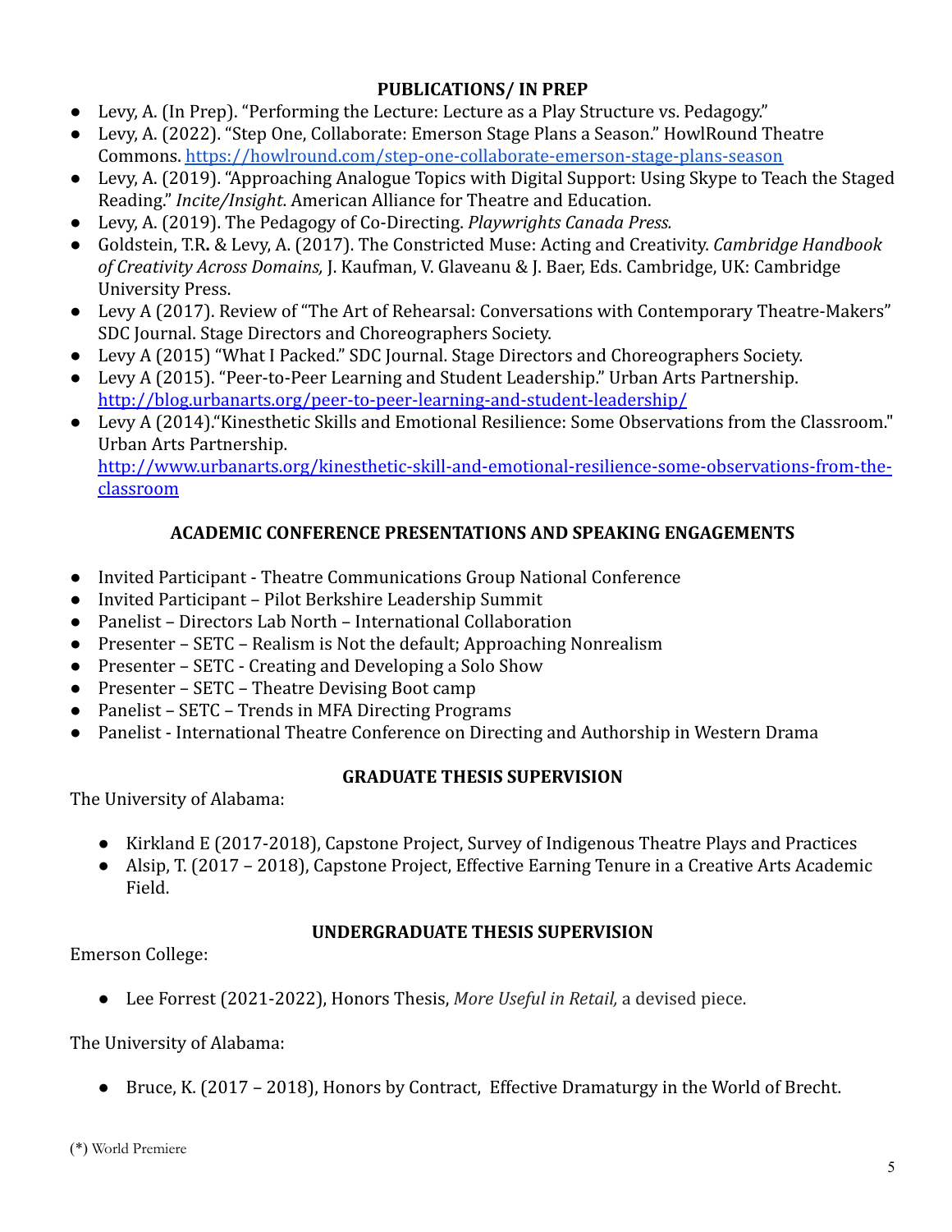## PUBLICATIONS/ IN PREP

- Levy, A. (In Prep). "Performing the Lecture: Lecture as a Play Structure vs. Pedagogy."
- Levy, A. (2022). "Step One, Collaborate: Emerson Stage Plans a Season." HowlRound Theatre Commons. https://howlround.com/step-one-collaborate-emerson-stage-plans-season
- Levy, A. (2019). "Approaching Analogue Topics with Digital Support: Using Skype to Teach the Staged Reading." *Incite/Insight*. American Alliance for Theatre and Education.
- Levy, A. (2019). The Pedagogy of Co-Directing. *Playwrights Canada Press.*
- Goldstein, T.R. & Levy, A. (2017). The Constricted Muse: Acting and Creativity. *Cambridge Handbook of Creativity Across Domains,* J. Kaufman, V. Glaveanu & J. Baer, Eds. Cambridge, UK: Cambridge University Press.
- Levy A (2017). Review of "The Art of Rehearsal: Conversations with Contemporary Theatre-Makers" SDC Journal. Stage Directors and Choreographers Society.
- Levy A (2015) "What I Packed." SDC Journal. Stage Directors and Choreographers Society.
- Levy A (2015). "Peer-to-Peer Learning and Student Leadership." Urban Arts Partnership. http://blog.urbanarts.org/peer-to-peer-learning-and-student-leadership/
- Levy A (2014)."Kinesthetic Skills and Emotional Resilience: Some Observations from the Classroom." Urban Arts Partnership. http://www.urbanarts.org/kinesthetic-skill-and-emotional-resilience-some-observations-from-the-classroom

## ACADEMIC CONFERENCE PRESENTATIONS AND SPEAKING ENGAGEMENTS

- Invited Participant - Theatre Communications Group National Conference
- Invited Participant – Pilot Berkshire Leadership Summit
- Panelist – Directors Lab North – International Collaboration
- Presenter – SETC – Realism is Not the default; Approaching Nonrealism
- Presenter – SETC - Creating and Developing a Solo Show
- Presenter – SETC – Theatre Devising Boot camp
- Panelist – SETC – Trends in MFA Directing Programs
- Panelist - International Theatre Conference on Directing and Authorship in Western Drama

## GRADUATE THESIS SUPERVISION

The University of Alabama:

- Kirkland E (2017-2018), Capstone Project, Survey of Indigenous Theatre Plays and Practices
- Alsip, T. (2017 – 2018), Capstone Project, Effective Earning Tenure in a Creative Arts Academic Field.

## UNDERGRADUATE THESIS SUPERVISION

Emerson College:

- Lee Forrest (2021-2022), Honors Thesis, *More Useful in Retail,* a devised piece.

The University of Alabama:

- Bruce, K. (2017 – 2018), Honors by Contract, Effective Dramaturgy in the World of Brecht.

(*) World Premiere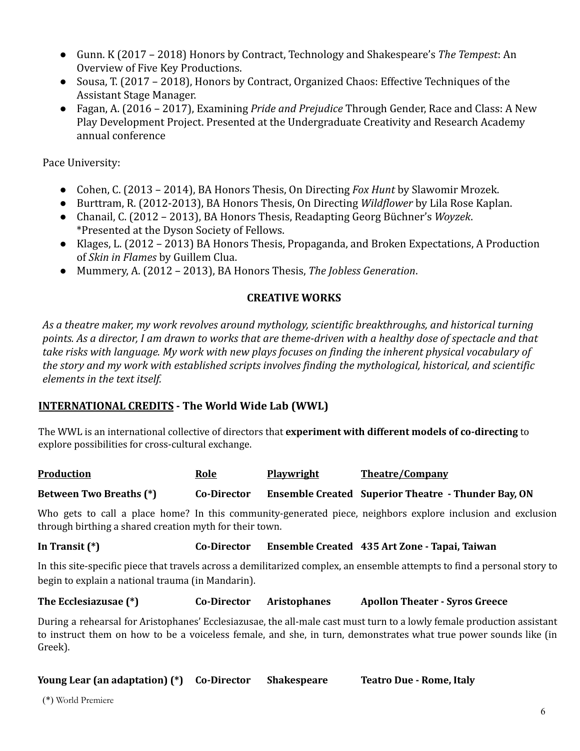- Gunn. K (2017 – 2018) Honors by Contract, Technology and Shakespeare's *The Tempest*: An Overview of Five Key Productions.
- Sousa, T. (2017 – 2018), Honors by Contract, Organized Chaos: Effective Techniques of the Assistant Stage Manager.
- Fagan, A. (2016 – 2017), Examining *Pride and Prejudice* Through Gender, Race and Class: A New Play Development Project. Presented at the Undergraduate Creativity and Research Academy annual conference

Pace University:

- Cohen, C. (2013 – 2014), BA Honors Thesis, On Directing *Fox Hunt* by Slawomir Mrozek.
- Burttram, R. (2012-2013), BA Honors Thesis, On Directing *Wildflower* by Lila Rose Kaplan.
- Chanail, C. (2012 – 2013), BA Honors Thesis, Readapting Georg Büchner's *Woyzek*. *Presented at the Dyson Society of Fellows.
- Klages, L. (2012 – 2013) BA Honors Thesis, Propaganda, and Broken Expectations, A Production of *Skin in Flames* by Guillem Clua.
- Mummery, A. (2012 – 2013), BA Honors Thesis, *The Jobless Generation*.

## CREATIVE WORKS

*As a theatre maker, my work revolves around mythology, scientific breakthroughs, and historical turning points. As a director, I am drawn to works that are theme-driven with a healthy dose of spectacle and that take risks with language. My work with new plays focuses on finding the inherent physical vocabulary of the story and my work with established scripts involves finding the mythological, historical, and scientific elements in the text itself.*

### INTERNATIONAL CREDITS - The World Wide Lab (WWL)

The WWL is an international collective of directors that **experiment with different models of co-directing** to explore possibilities for cross-cultural exchange.

| Production | Role | Playwright | Theatre/Company |
|---|---|---|---|
| **Between Two Breaths (*)** | **Co-Director** | **Ensemble Created** | **Superior Theatre - Thunder Bay, ON** |

Who gets to call a place home? In this community-generated piece, neighbors explore inclusion and exclusion through birthing a shared creation myth for their town.

| Production | Role | Playwright | Theatre/Company |
|---|---|---|---|
| **In Transit (*)** | **Co-Director** | **Ensemble Created** | **435 Art Zone - Tapai, Taiwan** |

In this site-specific piece that travels across a demilitarized complex, an ensemble attempts to find a personal story to begin to explain a national trauma (in Mandarin).

| Production | Role | Playwright | Theatre/Company |
|---|---|---|---|
| **The Ecclesiazusae (*)** | **Co-Director** | **Aristophanes** | **Apollon Theater - Syros Greece** |

During a rehearsal for Aristophanes' Ecclesiazusae, the all-male cast must turn to a lowly female production assistant to instruct them on how to be a voiceless female, and she, in turn, demonstrates what true power sounds like (in Greek).

| Production | Role | Playwright | Theatre/Company |
|---|---|---|---|
| **Young Lear (an adaptation) (*)** | **Co-Director** | **Shakespeare** | **Teatro Due - Rome, Italy** |

(*) World Premiere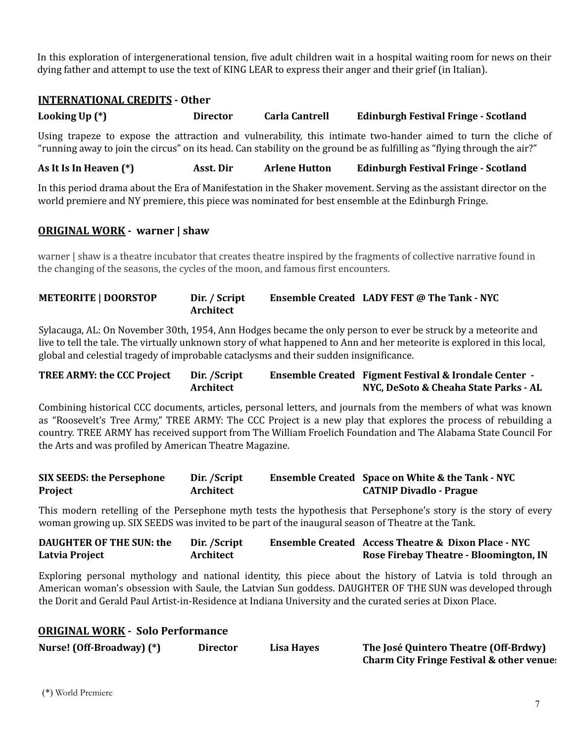In this exploration of intergenerational tension, five adult children wait in a hospital waiting room for news on their dying father and attempt to use the text of KING LEAR to express their anger and their grief (in Italian).

## **INTERNATIONAL CREDITS - Other**

| **Looking Up (*)** | **Director** | **Carla Cantrell** | **Edinburgh Festival Fringe - Scotland** |
|---|---|---|---|

Using trapeze to expose the attraction and vulnerability, this intimate two-hander aimed to turn the cliche of "running away to join the circus" on its head. Can stability on the ground be as fulfilling as "flying through the air?"

| **As It Is In Heaven (*)** | **Asst. Dir** | **Arlene Hutton** | **Edinburgh Festival Fringe - Scotland** |
|---|---|---|---|

In this period drama about the Era of Manifestation in the Shaker movement. Serving as the assistant director on the world premiere and NY premiere, this piece was nominated for best ensemble at the Edinburgh Fringe.

## **ORIGINAL WORK - warner | shaw**

warner | shaw is a theatre incubator that creates theatre inspired by the fragments of collective narrative found in the changing of the seasons, the cycles of the moon, and famous first encounters.

| **METEORITE \| DOORSTOP** | **Dir. / Script Architect** | **Ensemble Created** | **LADY FEST @ The Tank - NYC** |
|---|---|---|---|

Sylacauga, AL: On November 30th, 1954, Ann Hodges became the only person to ever be struck by a meteorite and live to tell the tale. The virtually unknown story of what happened to Ann and her meteorite is explored in this local, global and celestial tragedy of improbable cataclysms and their sudden insignificance.

| **TREE ARMY: the CCC Project** | **Dir. /Script Architect** | **Ensemble Created** | **Figment Festival & Irondale Center - NYC, DeSoto & Cheaha State Parks - AL** |
|---|---|---|---|

Combining historical CCC documents, articles, personal letters, and journals from the members of what was known as "Roosevelt's Tree Army," TREE ARMY: The CCC Project is a new play that explores the process of rebuilding a country. TREE ARMY has received support from The William Froelich Foundation and The Alabama State Council For the Arts and was profiled by American Theatre Magazine.

| **SIX SEEDS: the Persephone Project** | **Dir. /Script Architect** | **Ensemble Created** | **Space on White & the Tank - NYC CATNIP Divadlo - Prague** |
|---|---|---|---|

This modern retelling of the Persephone myth tests the hypothesis that Persephone's story is the story of every woman growing up. SIX SEEDS was invited to be part of the inaugural season of Theatre at the Tank.

| **DAUGHTER OF THE SUN: the Latvia Project** | **Dir. /Script Architect** | **Ensemble Created** | **Access Theatre & Dixon Place - NYC Rose Firebay Theatre - Bloomington, IN** |
|---|---|---|---|

Exploring personal mythology and national identity, this piece about the history of Latvia is told through an American woman's obsession with Saule, the Latvian Sun goddess. DAUGHTER OF THE SUN was developed through the Dorit and Gerald Paul Artist-in-Residence at Indiana University and the curated series at Dixon Place.

## **ORIGINAL WORK - Solo Performance**

| **Nurse! (Off-Broadway) (*)** | **Director** | **Lisa Hayes** | **The José Quintero Theatre (Off-Brdwy) Charm City Fringe Festival & other venues** |
|---|---|---|---|

(*) World Premiere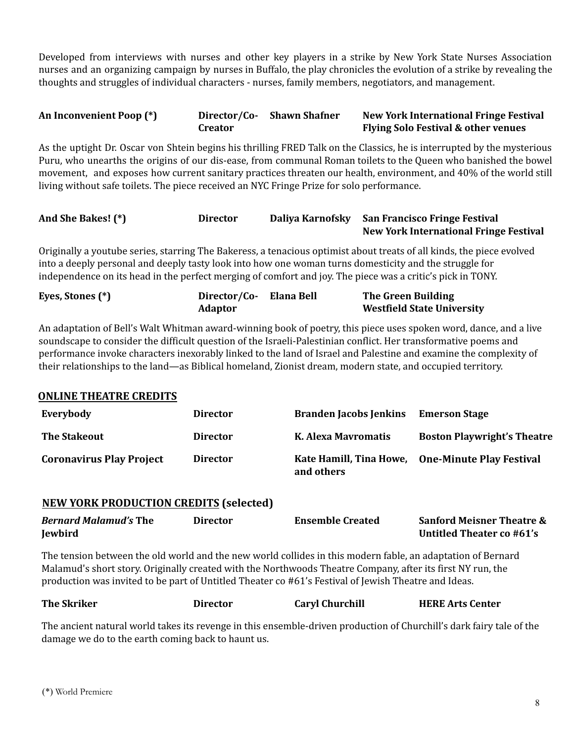Developed from interviews with nurses and other key players in a strike by New York State Nurses Association nurses and an organizing campaign by nurses in Buffalo, the play chronicles the evolution of a strike by revealing the thoughts and struggles of individual characters - nurses, family members, negotiators, and management.

| **An Inconvenient Poop (*)** | **Director/Co-Creator** | **Shawn Shafner** | **New York International Fringe Festival Flying Solo Festival & other venues** |
|---|---|---|---|

As the uptight Dr. Oscar von Shtein begins his thrilling FRED Talk on the Classics, he is interrupted by the mysterious Puru, who unearths the origins of our dis-ease, from communal Roman toilets to the Queen who banished the bowel movement, and exposes how current sanitary practices threaten our health, environment, and 40% of the world still living without safe toilets. The piece received an NYC Fringe Prize for solo performance.

| **And She Bakes! (*)** | **Director** | **Daliya Karnofsky** | **San Francisco Fringe Festival New York International Fringe Festival** |
|---|---|---|---|

Originally a youtube series, starring The Bakeress, a tenacious optimist about treats of all kinds, the piece evolved into a deeply personal and deeply tasty look into how one woman turns domesticity and the struggle for independence on its head in the perfect merging of comfort and joy. The piece was a critic's pick in TONY.

| **Eyes, Stones (*)** | **Director/Co-Adaptor** | **Elana Bell** | **The Green Building Westfield State University** |
|---|---|---|---|

An adaptation of Bell's Walt Whitman award-winning book of poetry, this piece uses spoken word, dance, and a live soundscape to consider the difficult question of the Israeli-Palestinian conflict. Her transformative poems and performance invoke characters inexorably linked to the land of Israel and Palestine and examine the complexity of their relationships to the land—as Biblical homeland, Zionist dream, modern state, and occupied territory.

## ONLINE THEATRE CREDITS

| **Everybody** | **Director** | **Branden Jacobs Jenkins** | **Emerson Stage** |
|---|---|---|---|
| **The Stakeout** | **Director** | **K. Alexa Mavromatis** | **Boston Playwright's Theatre** |
| **Coronavirus Play Project** | **Director** | **Kate Hamill, Tina Howe, and others** | **One-Minute Play Festival** |

## NEW YORK PRODUCTION CREDITS (selected)

| ***Bernard Malamud's* The Jewbird** | **Director** | **Ensemble Created** | **Sanford Meisner Theatre & Untitled Theater co #61's** |
|---|---|---|---|

The tension between the old world and the new world collides in this modern fable, an adaptation of Bernard Malamud's short story. Originally created with the Northwoods Theatre Company, after its first NY run, the production was invited to be part of Untitled Theater co #61's Festival of Jewish Theatre and Ideas.

| **The Skriker** | **Director** | **Caryl Churchill** | **HERE Arts Center** |
|---|---|---|---|

The ancient natural world takes its revenge in this ensemble-driven production of Churchill's dark fairy tale of the damage we do to the earth coming back to haunt us.

(*) World Premiere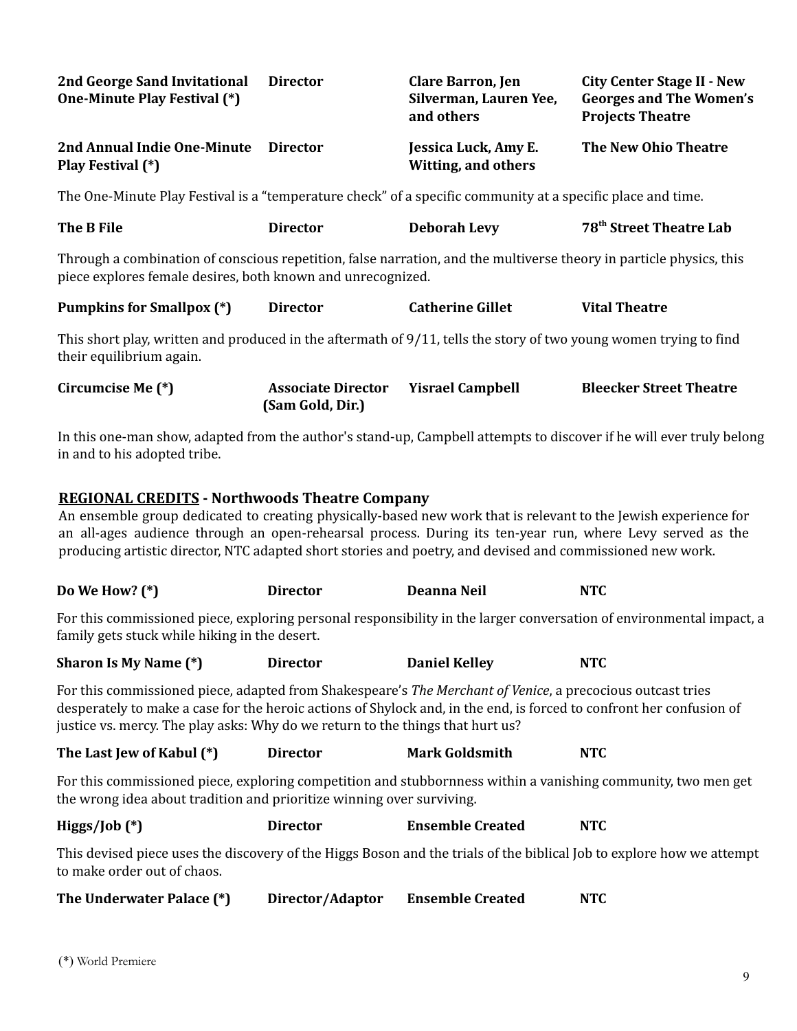| | | | |
|---|---|---|---|
| **2nd George Sand Invitational One-Minute Play Festival (*)** | **Director** | **Clare Barron, Jen Silverman, Lauren Yee, and others** | **City Center Stage II - New Georges and The Women's Projects Theatre** |
| **2nd Annual Indie One-Minute Play Festival (*)** | **Director** | **Jessica Luck, Amy E. Witting, and others** | **The New Ohio Theatre** |

The One-Minute Play Festival is a "temperature check" of a specific community at a specific place and time.

| | | | |
|---|---|---|---|
| **The B File** | **Director** | **Deborah Levy** | **78th Street Theatre Lab** |

Through a combination of conscious repetition, false narration, and the multiverse theory in particle physics, this piece explores female desires, both known and unrecognized.

| | | | |
|---|---|---|---|
| **Pumpkins for Smallpox (*)** | **Director** | **Catherine Gillet** | **Vital Theatre** |

This short play, written and produced in the aftermath of 9/11, tells the story of two young women trying to find their equilibrium again.

| | | | |
|---|---|---|---|
| **Circumcise Me (*)** | **Associate Director (Sam Gold, Dir.)** | **Yisrael Campbell** | **Bleecker Street Theatre** |

In this one-man show, adapted from the author's stand-up, Campbell attempts to discover if he will ever truly belong in and to his adopted tribe.

## REGIONAL CREDITS - Northwoods Theatre Company

An ensemble group dedicated to creating physically-based new work that is relevant to the Jewish experience for an all-ages audience through an open-rehearsal process. During its ten-year run, where Levy served as the producing artistic director, NTC adapted short stories and poetry, and devised and commissioned new work.

| | | | |
|---|---|---|---|
| **Do We How? (*)** | **Director** | **Deanna Neil** | **NTC** |

For this commissioned piece, exploring personal responsibility in the larger conversation of environmental impact, a family gets stuck while hiking in the desert.

| | | | |
|---|---|---|---|
| **Sharon Is My Name (*)** | **Director** | **Daniel Kelley** | **NTC** |

For this commissioned piece, adapted from Shakespeare's *The Merchant of Venice*, a precocious outcast tries desperately to make a case for the heroic actions of Shylock and, in the end, is forced to confront her confusion of justice vs. mercy. The play asks: Why do we return to the things that hurt us?

| | | | |
|---|---|---|---|
| **The Last Jew of Kabul (*)** | **Director** | **Mark Goldsmith** | **NTC** |

For this commissioned piece, exploring competition and stubbornness within a vanishing community, two men get the wrong idea about tradition and prioritize winning over surviving.

| | | | |
|---|---|---|---|
| **Higgs/Job (*)** | **Director** | **Ensemble Created** | **NTC** |

This devised piece uses the discovery of the Higgs Boson and the trials of the biblical Job to explore how we attempt to make order out of chaos.

| | | | |
|---|---|---|---|
| **The Underwater Palace (*)** | **Director/Adaptor** | **Ensemble Created** | **NTC** |

(*) World Premiere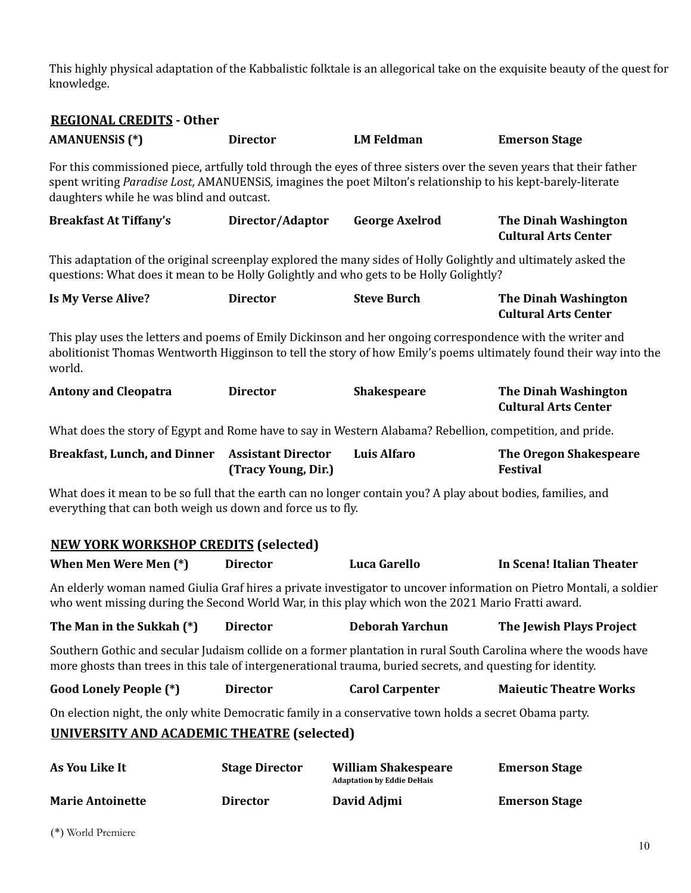This highly physical adaptation of the Kabbalistic folktale is an allegorical take on the exquisite beauty of the quest for knowledge.

## REGIONAL CREDITS - Other

| **AMANUENSiS (*)** | **Director** | **LM Feldman** | **Emerson Stage** |
|---|---|---|---|

For this commissioned piece, artfully told through the eyes of three sisters over the seven years that their father spent writing *Paradise Lost*, AMANUENSiS, imagines the poet Milton's relationship to his kept-barely-literate daughters while he was blind and outcast.

| **Breakfast At Tiffany's** | **Director/Adaptor** | **George Axelrod** | **The Dinah Washington Cultural Arts Center** |
|---|---|---|---|

This adaptation of the original screenplay explored the many sides of Holly Golightly and ultimately asked the questions: What does it mean to be Holly Golightly and who gets to be Holly Golightly?

| **Is My Verse Alive?** | **Director** | **Steve Burch** | **The Dinah Washington Cultural Arts Center** |
|---|---|---|---|

This play uses the letters and poems of Emily Dickinson and her ongoing correspondence with the writer and abolitionist Thomas Wentworth Higginson to tell the story of how Emily's poems ultimately found their way into the world.

| **Antony and Cleopatra** | **Director** | **Shakespeare** | **The Dinah Washington Cultural Arts Center** |
|---|---|---|---|

What does the story of Egypt and Rome have to say in Western Alabama? Rebellion, competition, and pride.

| **Breakfast, Lunch, and Dinner** | **Assistant Director (Tracy Young, Dir.)** | **Luis Alfaro** | **The Oregon Shakespeare Festival** |
|---|---|---|---|

What does it mean to be so full that the earth can no longer contain you? A play about bodies, families, and everything that can both weigh us down and force us to fly.

## NEW YORK WORKSHOP CREDITS (selected)

| **When Men Were Men (*)** | **Director** | **Luca Garello** | **In Scena! Italian Theater** |
|---|---|---|---|

An elderly woman named Giulia Graf hires a private investigator to uncover information on Pietro Montali, a soldier who went missing during the Second World War, in this play which won the 2021 Mario Fratti award.

| **The Man in the Sukkah (*)** | **Director** | **Deborah Yarchun** | **The Jewish Plays Project** |
|---|---|---|---|

Southern Gothic and secular Judaism collide on a former plantation in rural South Carolina where the woods have more ghosts than trees in this tale of intergenerational trauma, buried secrets, and questing for identity.

| **Good Lonely People (*)** | **Director** | **Carol Carpenter** | **Maieutic Theatre Works** |
|---|---|---|---|

On election night, the only white Democratic family in a conservative town holds a secret Obama party.

## UNIVERSITY AND ACADEMIC THEATRE (selected)

| **As You Like It** | **Stage Director** | **William Shakespeare** Adaptation by Eddie DeHais | **Emerson Stage** |
|---|---|---|---|
| **Marie Antoinette** | **Director** | **David Adjmi** | **Emerson Stage** |

(*) World Premiere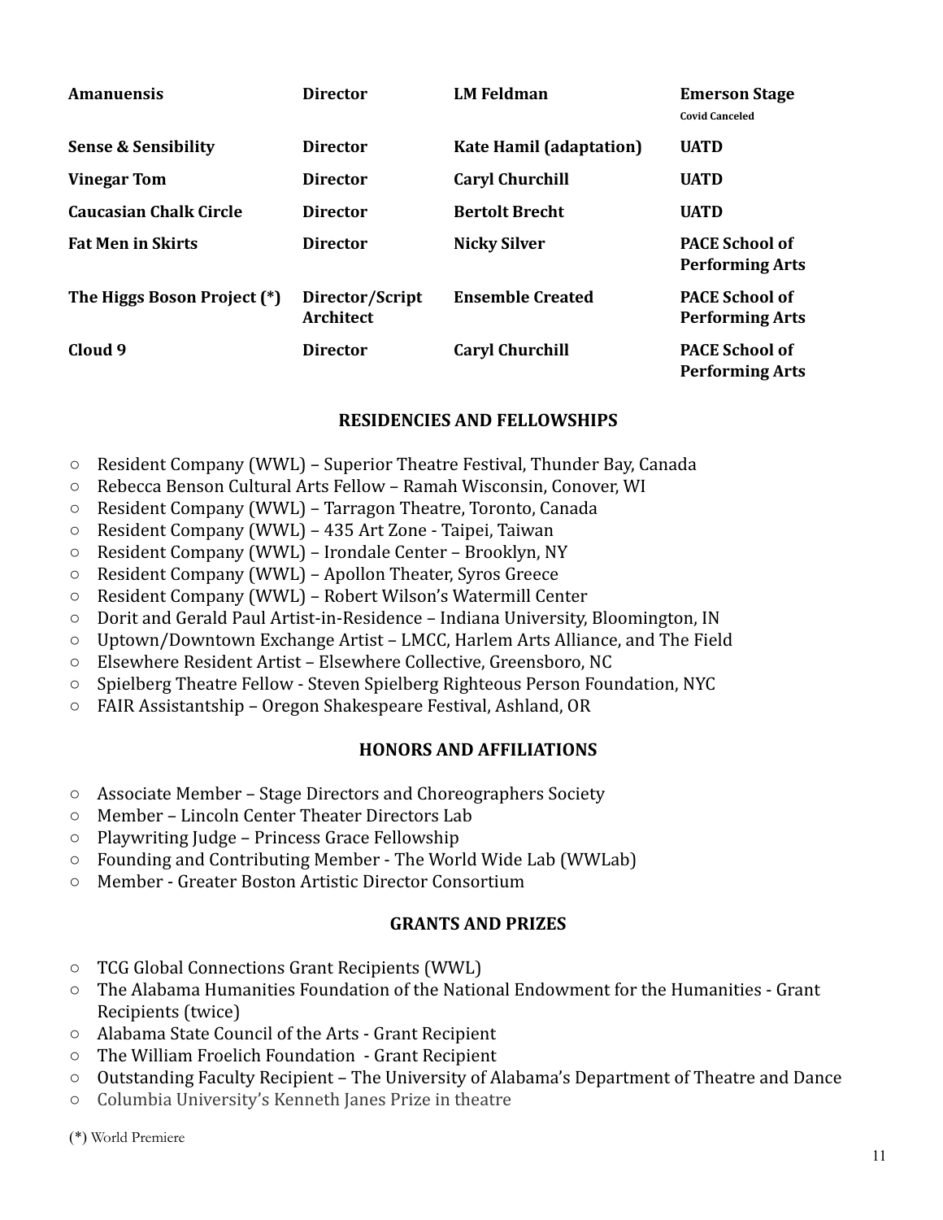| | | | |
|---|---|---|---|
| **Amanuensis** | **Director** | **LM Feldman** | **Emerson Stage** **Covid Canceled** |
| **Sense & Sensibility** | **Director** | **Kate Hamil (adaptation)** | **UATD** |
| **Vinegar Tom** | **Director** | **Caryl Churchill** | **UATD** |
| **Caucasian Chalk Circle** | **Director** | **Bertolt Brecht** | **UATD** |
| **Fat Men in Skirts** | **Director** | **Nicky Silver** | **PACE School of Performing Arts** |
| **The Higgs Boson Project (*)** | **Director/Script Architect** | **Ensemble Created** | **PACE School of Performing Arts** |
| **Cloud 9** | **Director** | **Caryl Churchill** | **PACE School of Performing Arts** |

## RESIDENCIES AND FELLOWSHIPS

- Resident Company (WWL) – Superior Theatre Festival, Thunder Bay, Canada
- Rebecca Benson Cultural Arts Fellow – Ramah Wisconsin, Conover, WI
- Resident Company (WWL) – Tarragon Theatre, Toronto, Canada
- Resident Company (WWL) – 435 Art Zone - Taipei, Taiwan
- Resident Company (WWL) – Irondale Center – Brooklyn, NY
- Resident Company (WWL) – Apollon Theater, Syros Greece
- Resident Company (WWL) – Robert Wilson's Watermill Center
- Dorit and Gerald Paul Artist-in-Residence – Indiana University, Bloomington, IN
- Uptown/Downtown Exchange Artist – LMCC, Harlem Arts Alliance, and The Field
- Elsewhere Resident Artist – Elsewhere Collective, Greensboro, NC
- Spielberg Theatre Fellow - Steven Spielberg Righteous Person Foundation, NYC
- FAIR Assistantship – Oregon Shakespeare Festival, Ashland, OR

## HONORS AND AFFILIATIONS

- Associate Member – Stage Directors and Choreographers Society
- Member – Lincoln Center Theater Directors Lab
- Playwriting Judge – Princess Grace Fellowship
- Founding and Contributing Member - The World Wide Lab (WWLab)
- Member - Greater Boston Artistic Director Consortium

## GRANTS AND PRIZES

- TCG Global Connections Grant Recipients (WWL)
- The Alabama Humanities Foundation of the National Endowment for the Humanities - Grant Recipients (twice)
- Alabama State Council of the Arts - Grant Recipient
- The William Froelich Foundation - Grant Recipient
- Outstanding Faculty Recipient – The University of Alabama's Department of Theatre and Dance
- Columbia University's Kenneth Janes Prize in theatre

(*) World Premiere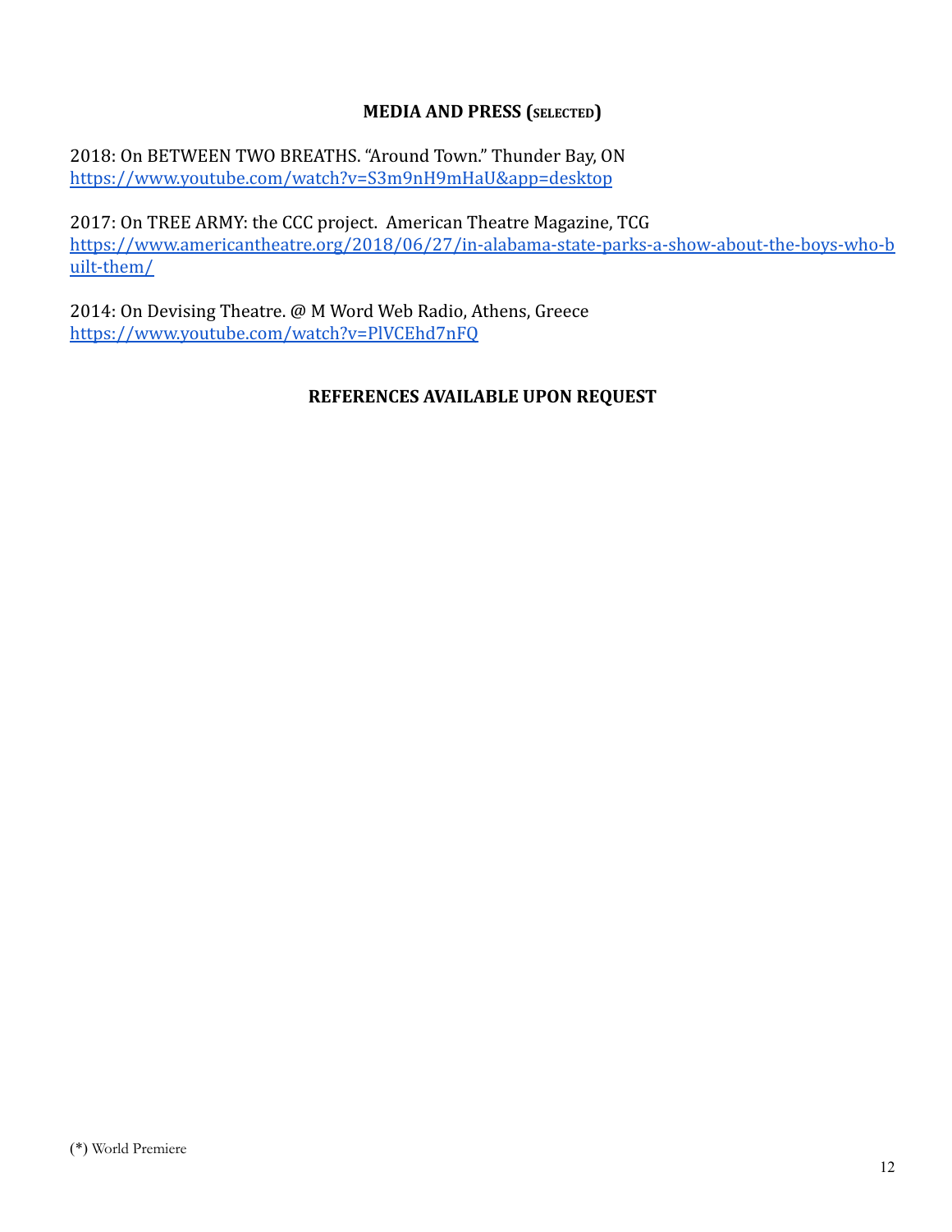## MEDIA AND PRESS (SELECTED)

2018: On BETWEEN TWO BREATHS. "Around Town." Thunder Bay, ON
https://www.youtube.com/watch?v=S3m9nH9mHaU&app=desktop

2017: On TREE ARMY: the CCC project. American Theatre Magazine, TCG
https://www.americantheatre.org/2018/06/27/in-alabama-state-parks-a-show-about-the-boys-who-built-them/

2014: On Devising Theatre. @ M Word Web Radio, Athens, Greece
https://www.youtube.com/watch?v=PlVCEhd7nFQ

## REFERENCES AVAILABLE UPON REQUEST

(*) World Premiere